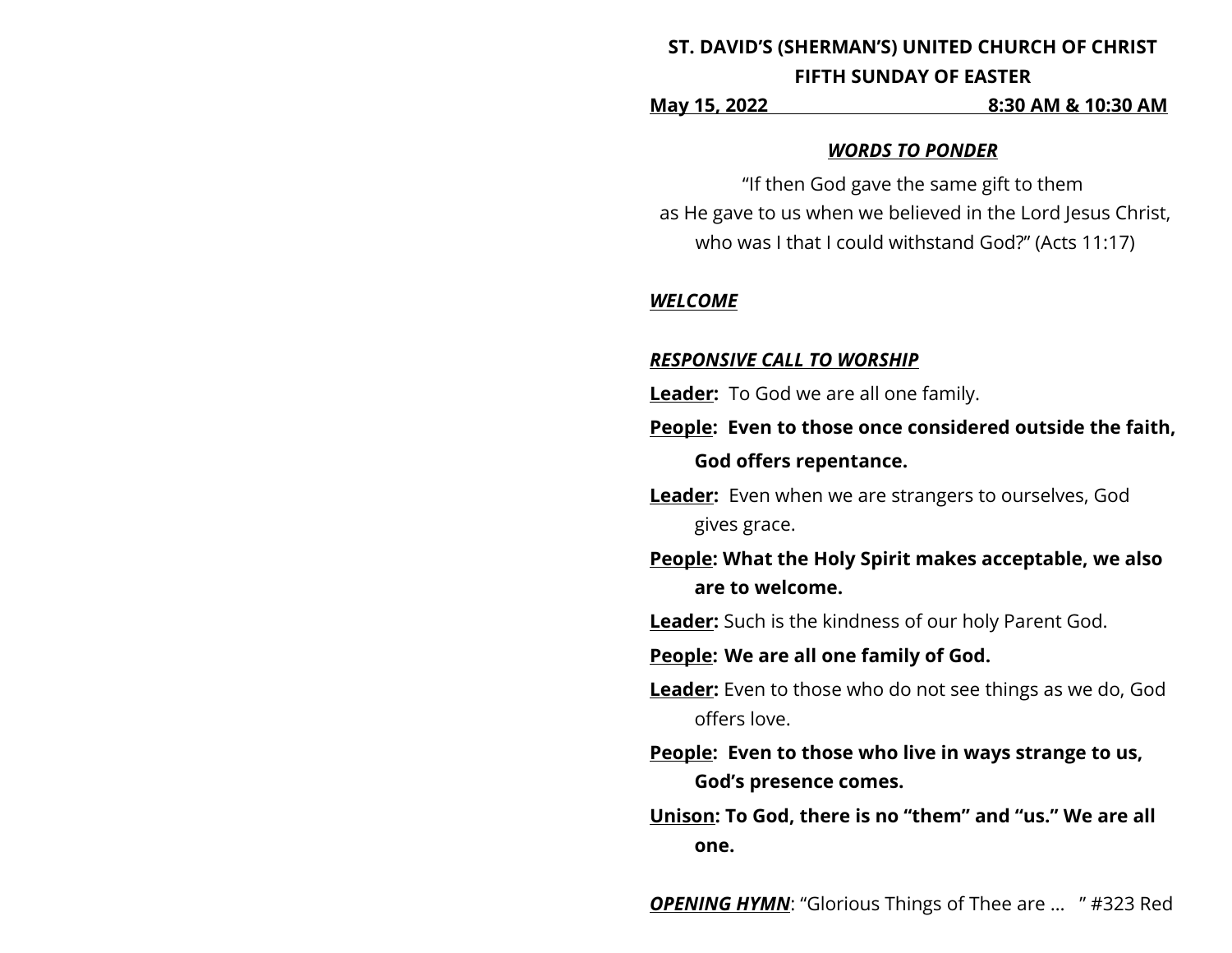**ST. DAVID'S (SHERMAN'S) UNITED CHURCH OF CHRIST**

**FIFTH SUNDAY OF EASTER**

**May 15, 2022 8:30 AM & 10:30 AM**

***WORDS TO PONDER***

"If then God gave the same gift to them
as He gave to us when we believed in the Lord Jesus Christ,
who was I that I could withstand God?" (Acts 11:17)

***WELCOME***

***RESPONSIVE CALL TO WORSHIP***

**Leader:** To God we are all one family.

**People: Even to those once considered outside the faith, God offers repentance.**

**Leader:** Even when we are strangers to ourselves, God gives grace.

**People: What the Holy Spirit makes acceptable, we also are to welcome.**

**Leader:** Such is the kindness of our holy Parent God.

**People: We are all one family of God.**

**Leader:** Even to those who do not see things as we do, God offers love.

**People: Even to those who live in ways strange to us, God's presence comes.**

**Unison: To God, there is no "them" and "us." We are all one.**

***OPENING HYMN***: "Glorious Things of Thee are … " #323 Red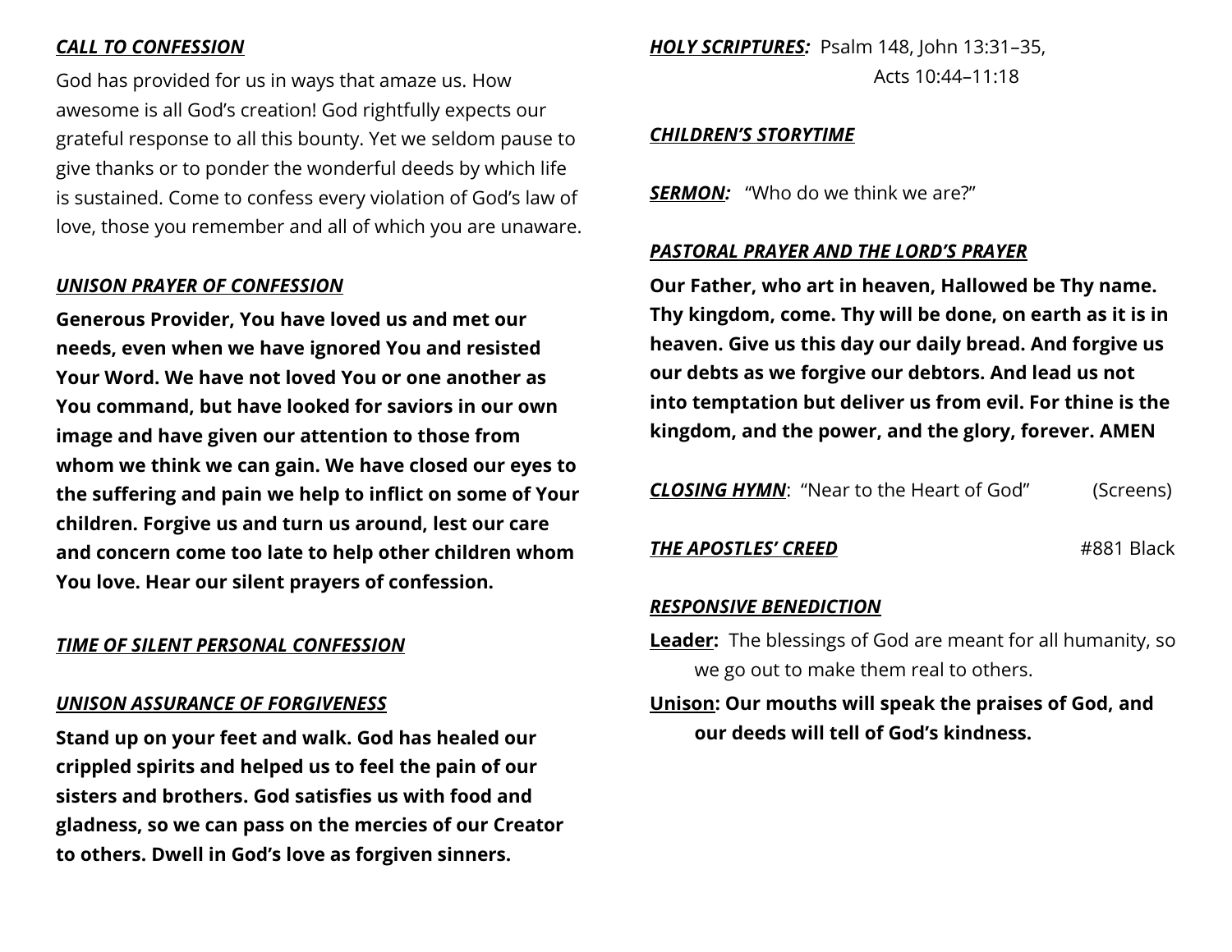***CALL TO CONFESSION***

God has provided for us in ways that amaze us. How awesome is all God's creation! God rightfully expects our grateful response to all this bounty. Yet we seldom pause to give thanks or to ponder the wonderful deeds by which life is sustained. Come to confess every violation of God's law of love, those you remember and all of which you are unaware.

***UNISON PRAYER OF CONFESSION***

**Generous Provider, You have loved us and met our needs, even when we have ignored You and resisted Your Word. We have not loved You or one another as You command, but have looked for saviors in our own image and have given our attention to those from whom we think we can gain. We have closed our eyes to the suffering and pain we help to inflict on some of Your children. Forgive us and turn us around, lest our care and concern come too late to help other children whom You love. Hear our silent prayers of confession.**

***TIME OF SILENT PERSONAL CONFESSION***

***UNISON ASSURANCE OF FORGIVENESS***

**Stand up on your feet and walk. God has healed our crippled spirits and helped us to feel the pain of our sisters and brothers. God satisfies us with food and gladness, so we can pass on the mercies of our Creator to others. Dwell in God's love as forgiven sinners.**

***HOLY SCRIPTURES:*** Psalm 148, John 13:31–35, Acts 10:44–11:18

***CHILDREN'S STORYTIME***

***SERMON:*** "Who do we think we are?"

***PASTORAL PRAYER AND THE LORD'S PRAYER***

**Our Father, who art in heaven, Hallowed be Thy name. Thy kingdom, come. Thy will be done, on earth as it is in heaven. Give us this day our daily bread. And forgive us our debts as we forgive our debtors. And lead us not into temptation but deliver us from evil. For thine is the kingdom, and the power, and the glory, forever. AMEN**

***CLOSING HYMN***: "Near to the Heart of God" (Screens)

***THE APOSTLES' CREED*** #881 Black

***RESPONSIVE BENEDICTION***

**Leader:** The blessings of God are meant for all humanity, so we go out to make them real to others.

**Unison: Our mouths will speak the praises of God, and our deeds will tell of God's kindness.**